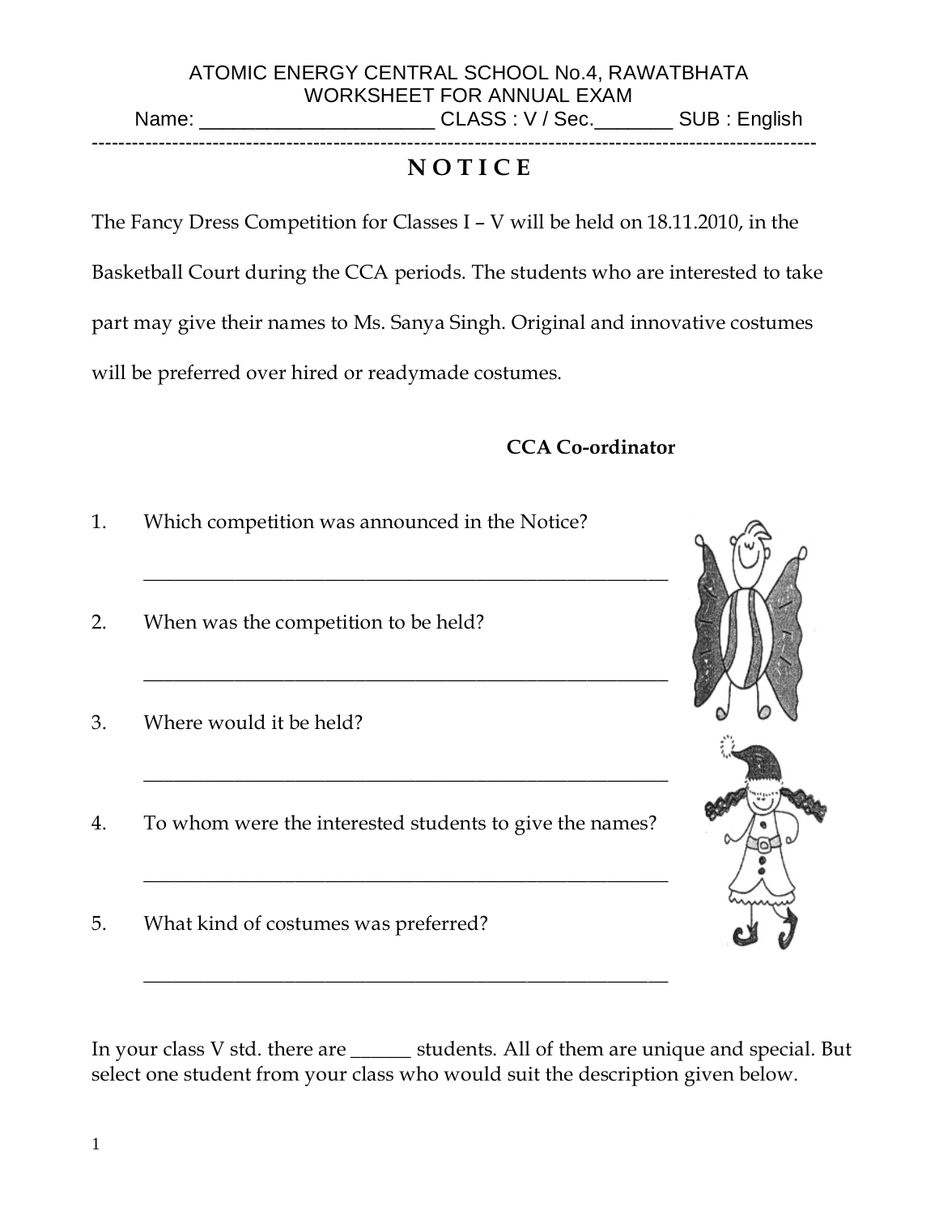ATOMIC ENERGY CENTRAL SCHOOL No.4, RAWATBHATA

WORKSHEET FOR ANNUAL EXAM

Name: ____________________ CLASS : V / Sec._______ SUB : English

---

# N O T I C E

The Fancy Dress Competition for Classes I – V will be held on 18.11.2010, in the Basketball Court during the CCA periods. The students who are interested to take part may give their names to Ms. Sanya Singh. Original and innovative costumes will be preferred over hired or readymade costumes.

**CCA Co-ordinator**

1. Which competition was announced in the Notice?

   ______________________________________________________

2. When was the competition to be held?

   ______________________________________________________

3. Where would it be held?

   ______________________________________________________

4. To whom were the interested students to give the names?

   ______________________________________________________

5. What kind of costumes was preferred?

   ______________________________________________________

In your class V std. there are ______ students. All of them are unique and special. But select one student from your class who would suit the description given below.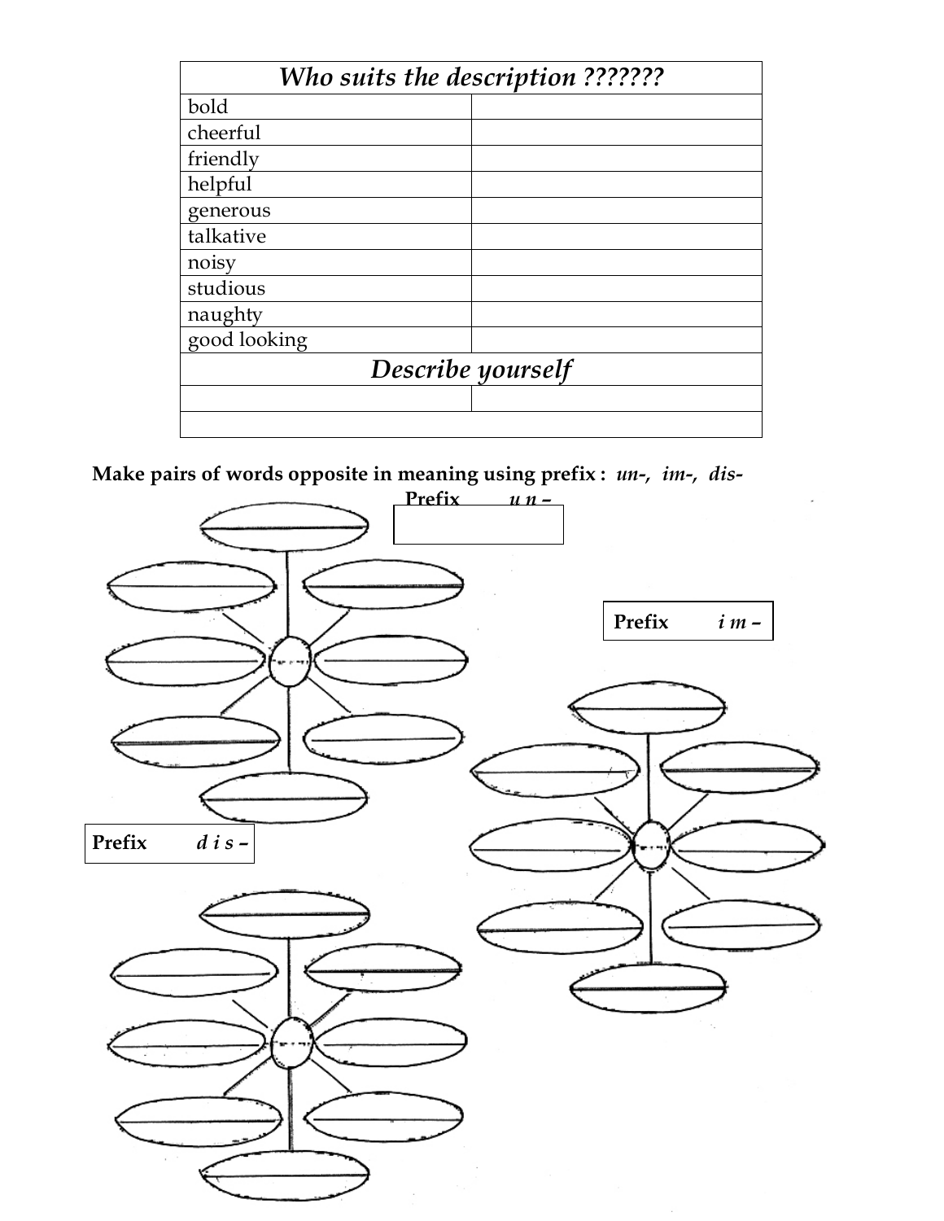| *Who suits the description ???????* | |
|---|---|
| bold | |
| cheerful | |
| friendly | |
| helpful | |
| generous | |
| talkative | |
| noisy | |
| studious | |
| naughty | |
| good looking | |
| *Describe yourself* | |
| | |
| | |

**Make pairs of words opposite in meaning using prefix :** ***un-, im-, dis-***

**Prefix** ***u n –***

**Prefix** ***i m –***

**Prefix** ***d i s –***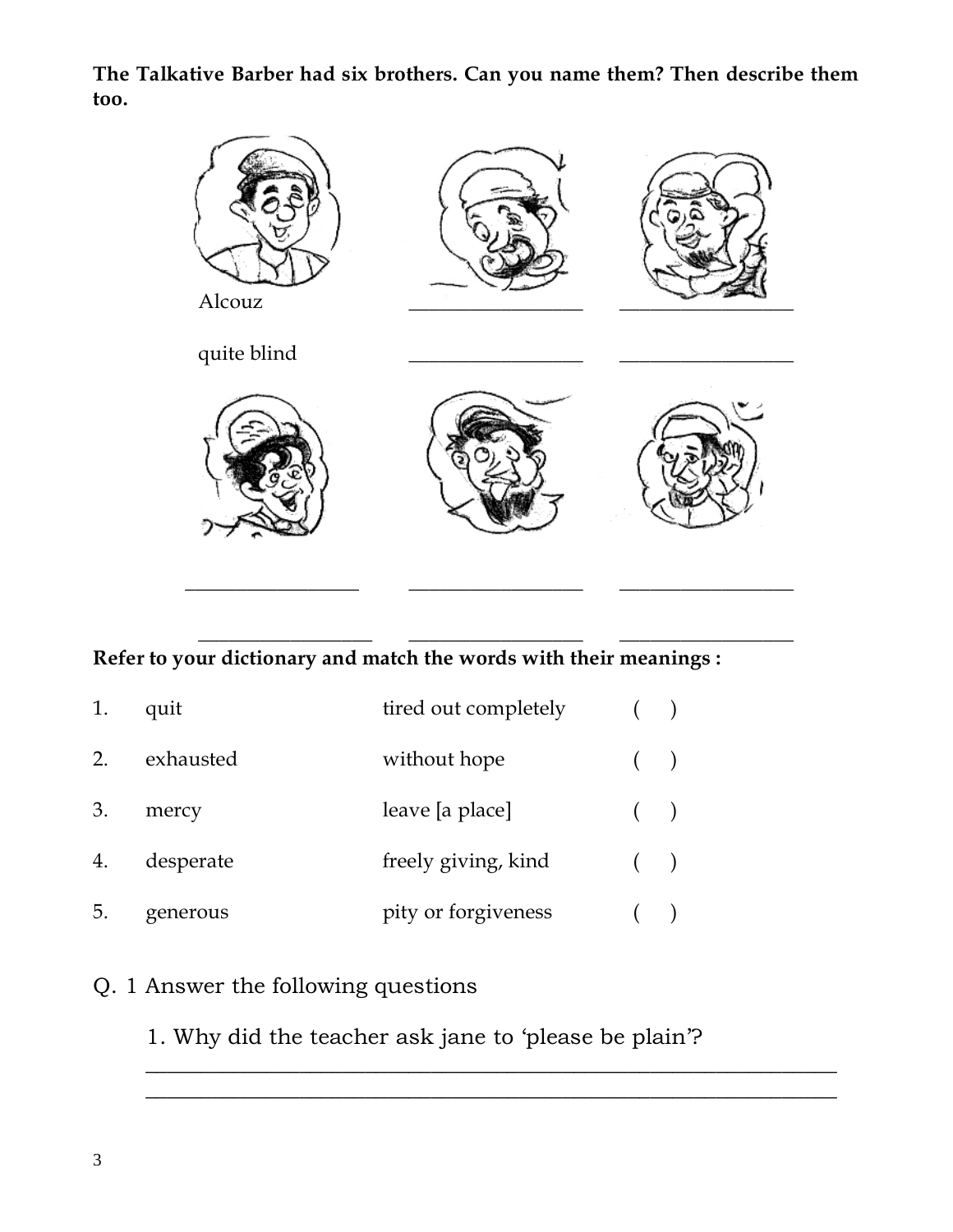**The Talkative Barber had six brothers. Can you name them? Then describe them too.**

| | | |
|---|---|---|
| Alcouz | ________________ | ________________ |
| quite blind | ________________ | ________________ |
| ________________ | ________________ | ________________ |
| ________________ | ________________ | ________________ |

**Refer to your dictionary and match the words with their meanings :**

| | | | |
|---|---|---|---|
| 1. | quit | tired out completely | ( ) |
| 2. | exhausted | without hope | ( ) |
| 3. | mercy | leave [a place] | ( ) |
| 4. | desperate | freely giving, kind | ( ) |
| 5. | generous | pity or forgiveness | ( ) |

Q. 1 Answer the following questions

1. Why did the teacher ask jane to 'please be plain'?

________________________________________________________________

________________________________________________________________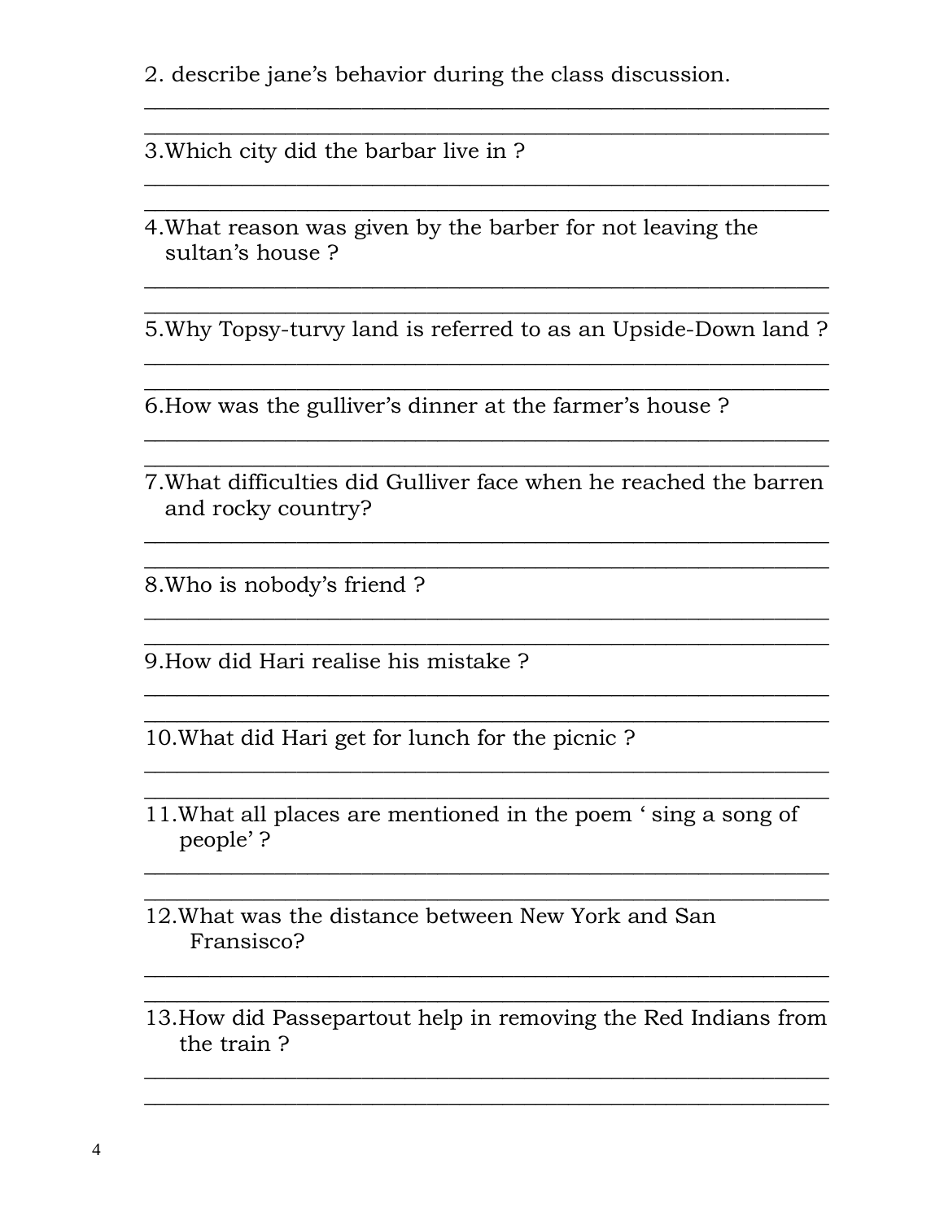2. describe jane's behavior during the class discussion.

______________________________________________________________

______________________________________________________________

3.Which city did the barbar live in ?

______________________________________________________________

______________________________________________________________

4.What reason was given by the barber for not leaving the sultan's house ?

______________________________________________________________

______________________________________________________________

5.Why Topsy-turvy land is referred to as an Upside-Down land ?

______________________________________________________________

______________________________________________________________

6.How was the gulliver's dinner at the farmer's house ?

______________________________________________________________

______________________________________________________________

7.What difficulties did Gulliver face when he reached the barren and rocky country?

______________________________________________________________

______________________________________________________________

8.Who is nobody's friend ?

______________________________________________________________

______________________________________________________________

9.How did Hari realise his mistake ?

______________________________________________________________

______________________________________________________________

10.What did Hari get for lunch for the picnic ?

______________________________________________________________

______________________________________________________________

11.What all places are mentioned in the poem ' sing a song of people' ?

______________________________________________________________

______________________________________________________________

12.What was the distance between New York and San Fransisco?

______________________________________________________________

______________________________________________________________

13.How did Passepartout help in removing the Red Indians from the train ?

______________________________________________________________

______________________________________________________________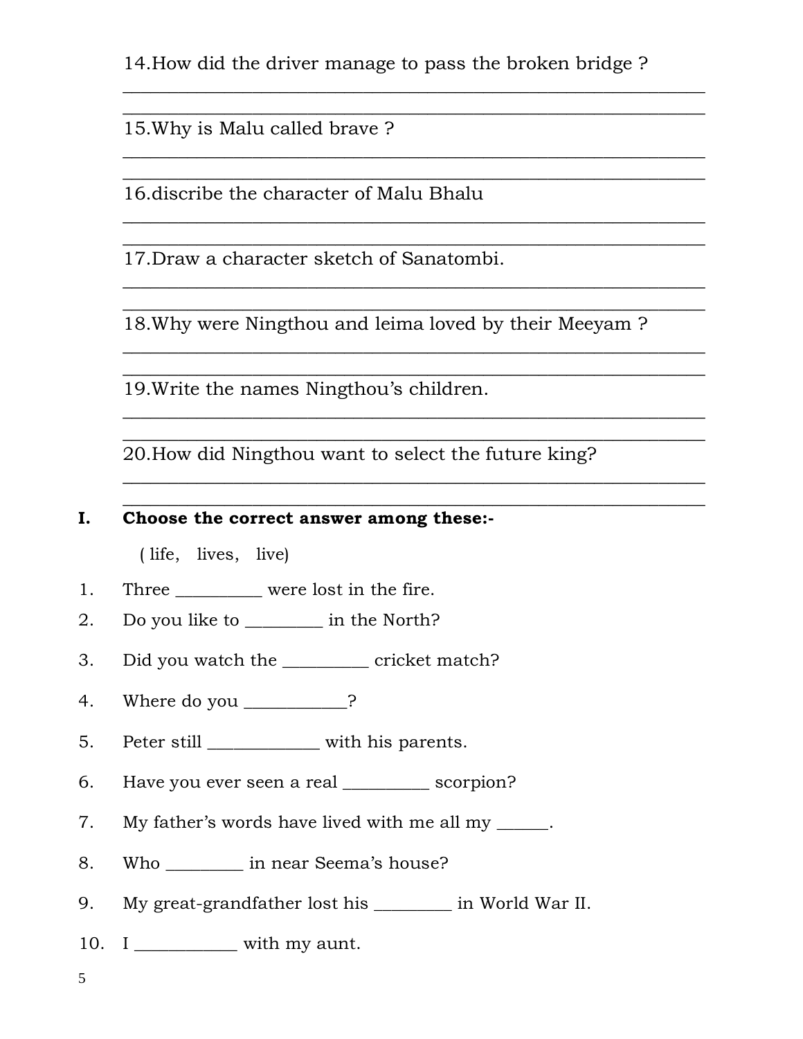14.How did the driver manage to pass the broken bridge ?

_______________________________________________________________

_______________________________________________________________

15.Why is Malu called brave ?

_______________________________________________________________

_______________________________________________________________

16.discribe the character of Malu Bhalu

_______________________________________________________________

_______________________________________________________________

17.Draw a character sketch of Sanatombi.

_______________________________________________________________

_______________________________________________________________

18.Why were Ningthou and leima loved by their Meeyam ?

_______________________________________________________________

_______________________________________________________________

19.Write the names Ningthou's children.

_______________________________________________________________

_______________________________________________________________

20.How did Ningthou want to select the future king?

_______________________________________________________________

_______________________________________________________________

**I. Choose the correct answer among these:-**

( life, lives, live)

1. Three __________ were lost in the fire.
2. Do you like to _________ in the North?
3. Did you watch the __________ cricket match?
4. Where do you ____________?
5. Peter still _____________ with his parents.
6. Have you ever seen a real __________ scorpion?
7. My father's words have lived with me all my ______.
8. Who _________ in near Seema's house?
9. My great-grandfather lost his _________ in World War II.
10. I ____________ with my aunt.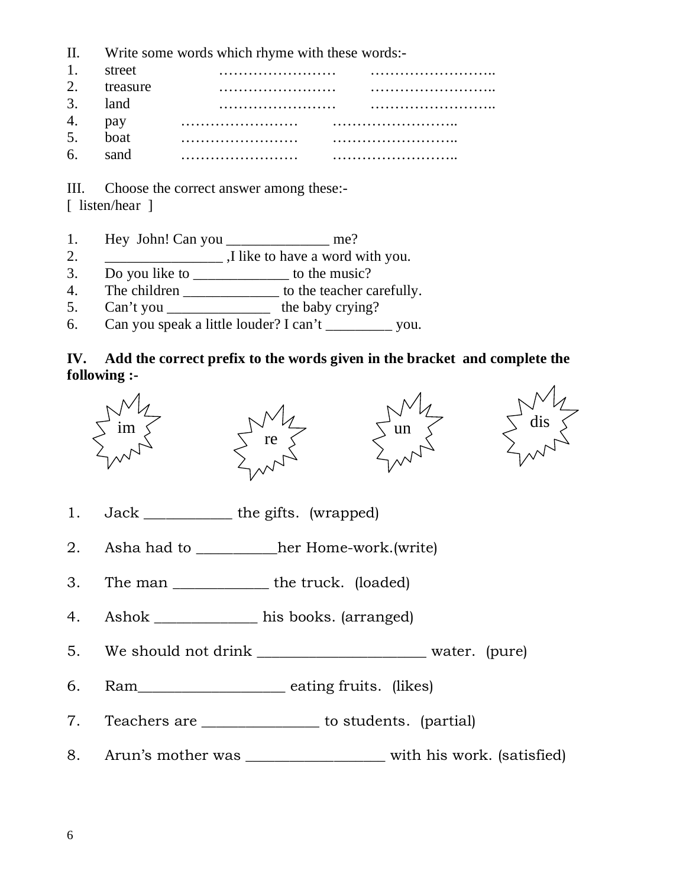II. Write some words which rhyme with these words:-

1. street …………………… ……………………..
2. treasure …………………… ……………………..
3. land …………………… ……………………..
4. pay …………………… ……………………..
5. boat …………………… ……………………..
6. sand …………………… ……………………..

III. Choose the correct answer among these:-
[ listen/hear ]

1. Hey John! Can you _____________ me?
2. _______________ ,I like to have a word with you.
3. Do you like to ____________ to the music?
4. The children ____________ to the teacher carefully.
5. Can't you _____________ the baby crying?
6. Can you speak a little louder? I can't _________ you.

**IV. Add the correct prefix to the words given in the bracket and complete the following :-**

im re un dis

1. Jack ___________ the gifts. (wrapped)
2. Asha had to __________her Home-work.(write)
3. The man ___________ the truck. (loaded)
4. Ashok _____________ his books. (arranged)
5. We should not drink _____________________ water. (pure)
6. Ram__________________ eating fruits. (likes)
7. Teachers are _______________ to students. (partial)
8. Arun's mother was _________________ with his work. (satisfied)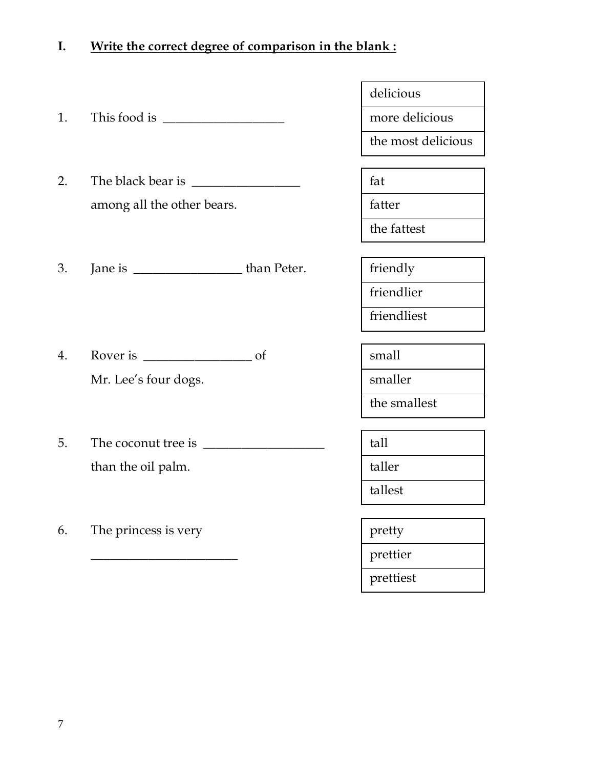## I. <u>Write the correct degree of comparison in the blank :</u>

1. This food is ___________________

| delicious |
|---|
| more delicious |
| the most delicious |

2. The black bear is _________________ among all the other bears.

| fat |
|---|
| fatter |
| the fattest |

3. Jane is _________________ than Peter.

| friendly |
|---|
| friendlier |
| friendliest |

4. Rover is _________________ of Mr. Lee's four dogs.

| small |
|---|
| smaller |
| the smallest |

5. The coconut tree is ___________________ than the oil palm.

| tall |
|---|
| taller |
| tallest |

6. The princess is very _______________________

| pretty |
|---|
| prettier |
| prettiest |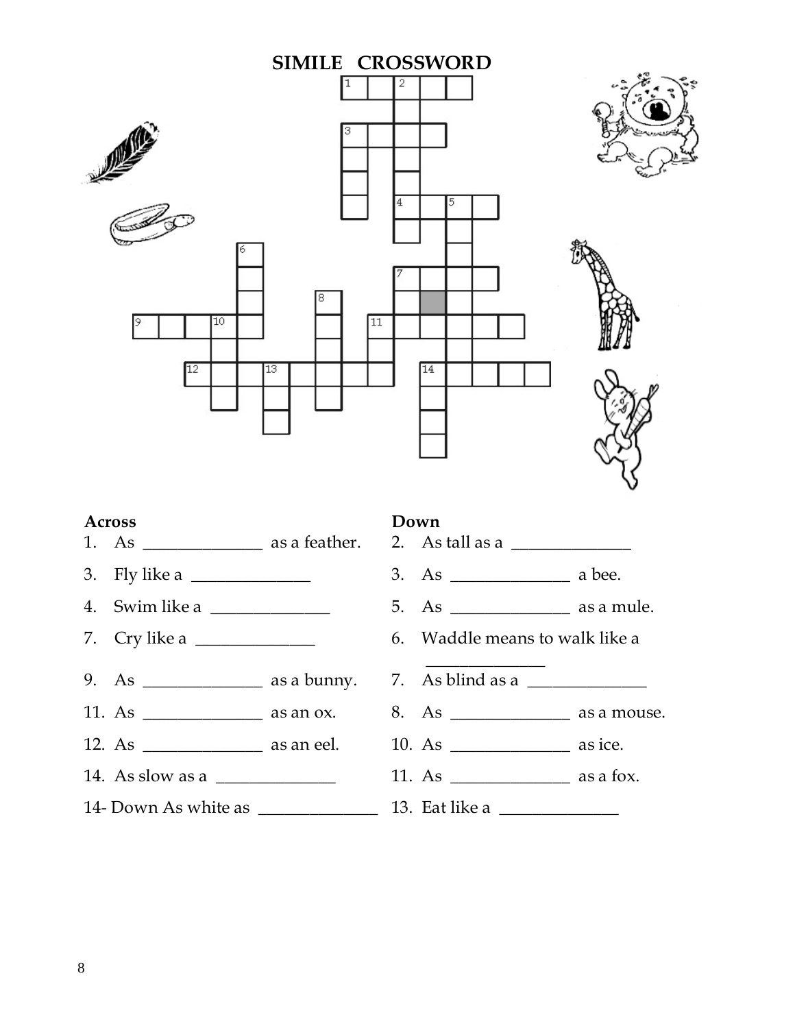# SIMILE CROSSWORD

**Across**

1. As ______________ as a feather.
3. Fly like a ______________
4. Swim like a ______________
7. Cry like a ______________
9. As ______________ as a bunny.
11. As ______________ as an ox.
12. As ______________ as an eel.
14. As slow as a ______________

14- Down As white as ______________

**Down**

2. As tall as a ______________
3. As ______________ a bee.
5. As ______________ as a mule.
6. Waddle means to walk like a ______________
7. As blind as a ______________
8. As ______________ as a mouse.
10. As ______________ as ice.
11. As ______________ as a fox.
13. Eat like a ______________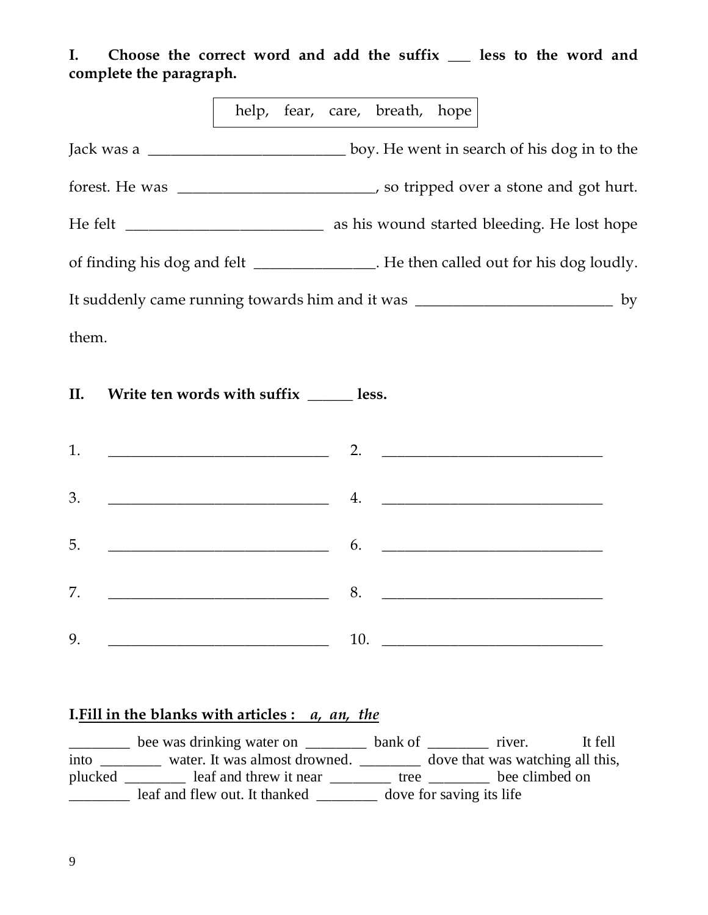**I. Choose the correct word and add the suffix ___ less to the word and complete the paragraph.**

| help, fear, care, breath, hope |
|---|

Jack was a __________________________ boy. He went in search of his dog in to the forest. He was __________________________, so tripped over a stone and got hurt. He felt __________________________ as his wound started bleeding. He lost hope of finding his dog and felt ________________. He then called out for his dog loudly. It suddenly came running towards him and it was __________________________ by them.

**II. Write ten words with suffix ______ less.**

1. ______________________________ 2. ______________________________

3. ______________________________ 4. ______________________________

5. ______________________________ 6. ______________________________

7. ______________________________ 8. ______________________________

9. ______________________________ 10. ______________________________

**I.<u>Fill in the blanks with articles : *a, an, the*</u>**

________ bee was drinking water on ________ bank of ________ river. It fell into ________ water. It was almost drowned. ________ dove that was watching all this, plucked ________ leaf and threw it near ________ tree ________ bee climbed on ________ leaf and flew out. It thanked ________ dove for saving its life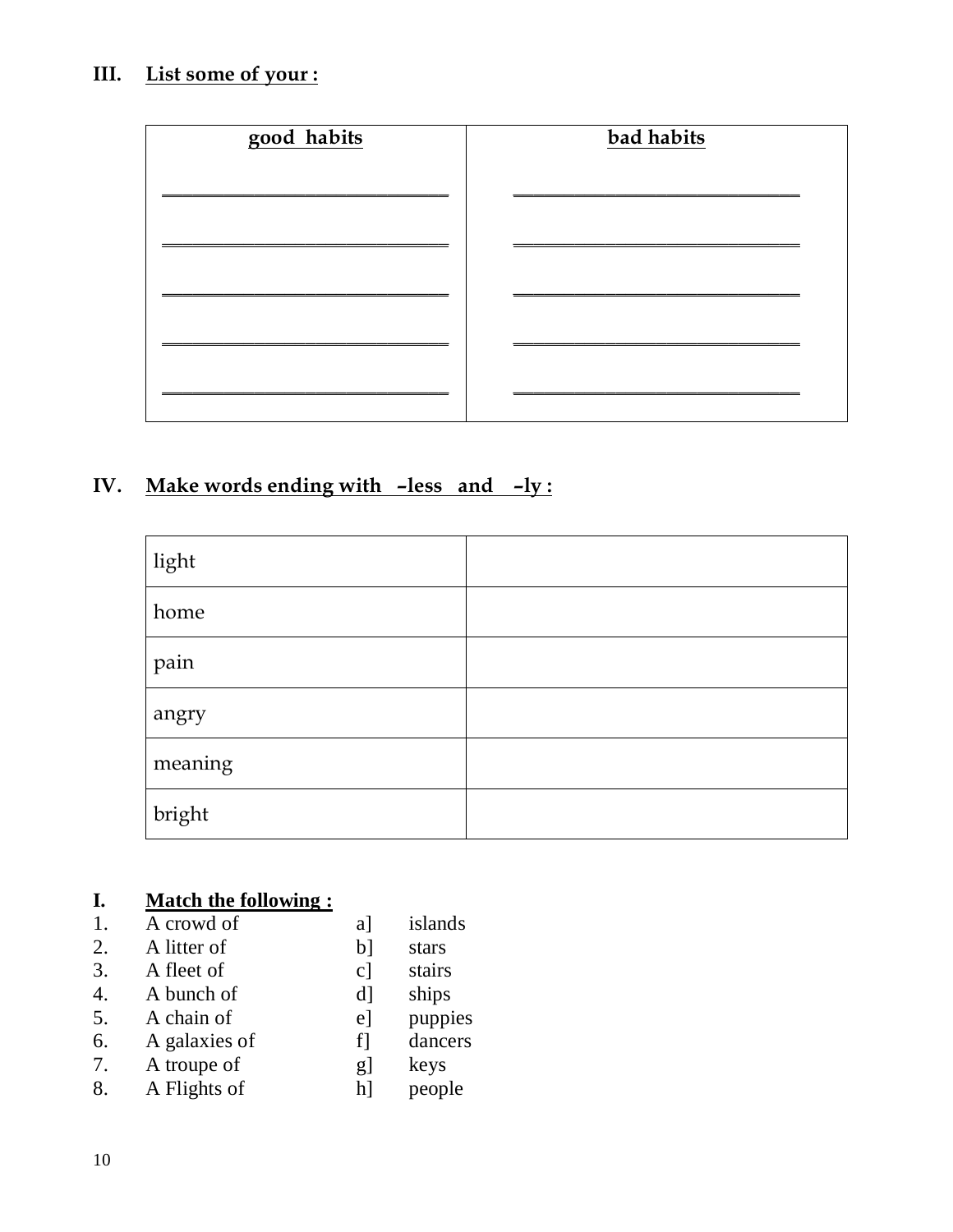## III. List some of your :

| good habits | bad habits |
|---|---|
| ______________________________ | ______________________________ |
| ______________________________ | ______________________________ |
| ______________________________ | ______________________________ |
| ______________________________ | ______________________________ |
| ______________________________ | ______________________________ |

## IV. Make words ending with –less and –ly :

| | |
|---|---|
| light | |
| home | |
| pain | |
| angry | |
| meaning | |
| bright | |

## I. Match the following :

| | | | |
|---|---|---|---|
| 1. | A crowd of | a] | islands |
| 2. | A litter of | b] | stars |
| 3. | A fleet of | c] | stairs |
| 4. | A bunch of | d] | ships |
| 5. | A chain of | e] | puppies |
| 6. | A galaxies of | f] | dancers |
| 7. | A troupe of | g] | keys |
| 8. | A Flights of | h] | people |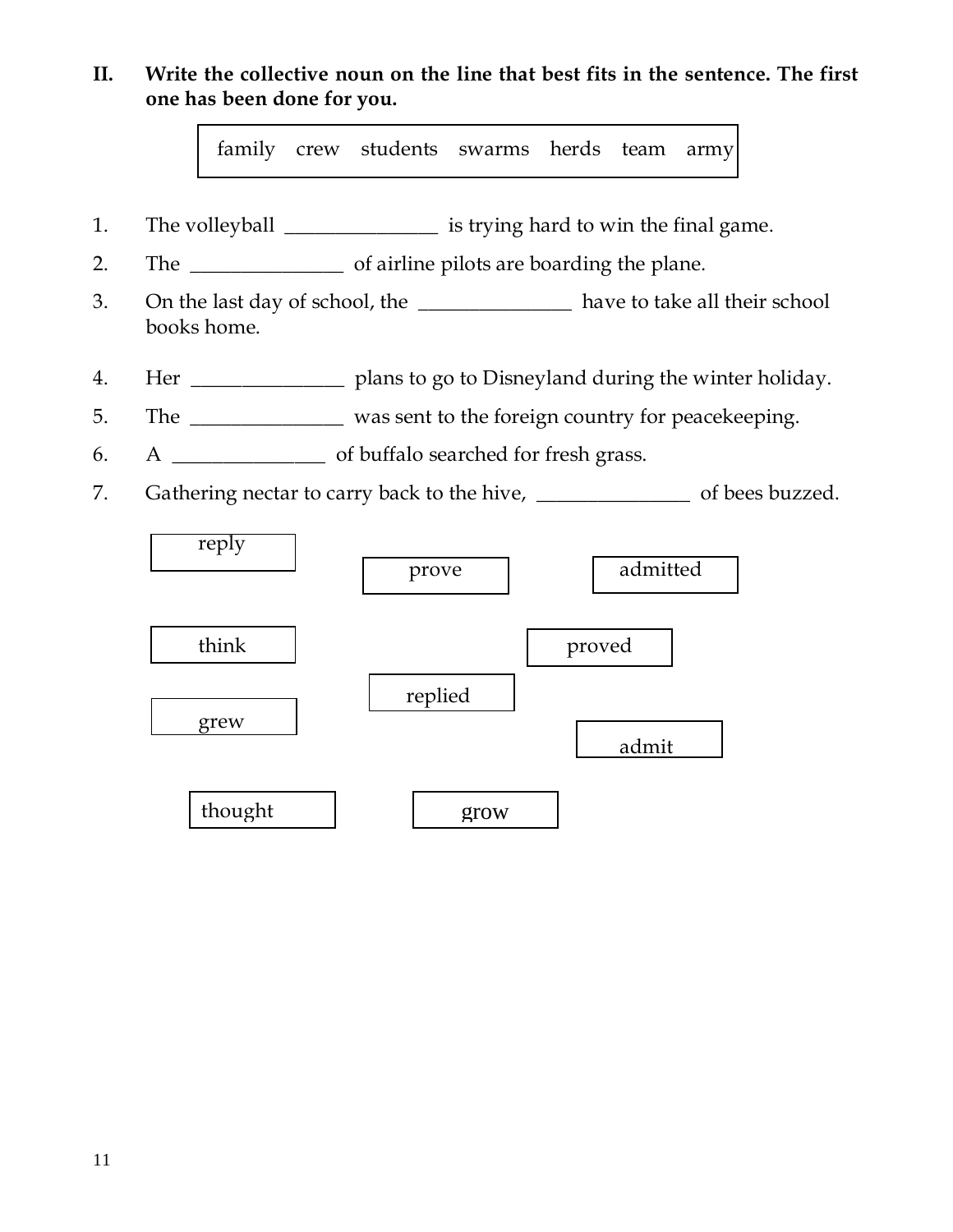**II. Write the collective noun on the line that best fits in the sentence. The first one has been done for you.**

| | | | | | | |
|---|---|---|---|---|---|---|
| family | crew | students | swarms | herds | team | army |

1. The volleyball _______________ is trying hard to win the final game.
2. The _______________ of airline pilots are boarding the plane.
3. On the last day of school, the _______________ have to take all their school books home.
4. Her _______________ plans to go to Disneyland during the winter holiday.
5. The _______________ was sent to the foreign country for peacekeeping.
6. A _______________ of buffalo searched for fresh grass.
7. Gathering nectar to carry back to the hive, _______________ of bees buzzed.

reply

prove

admitted

think

proved

replied

grew

admit

thought

grow